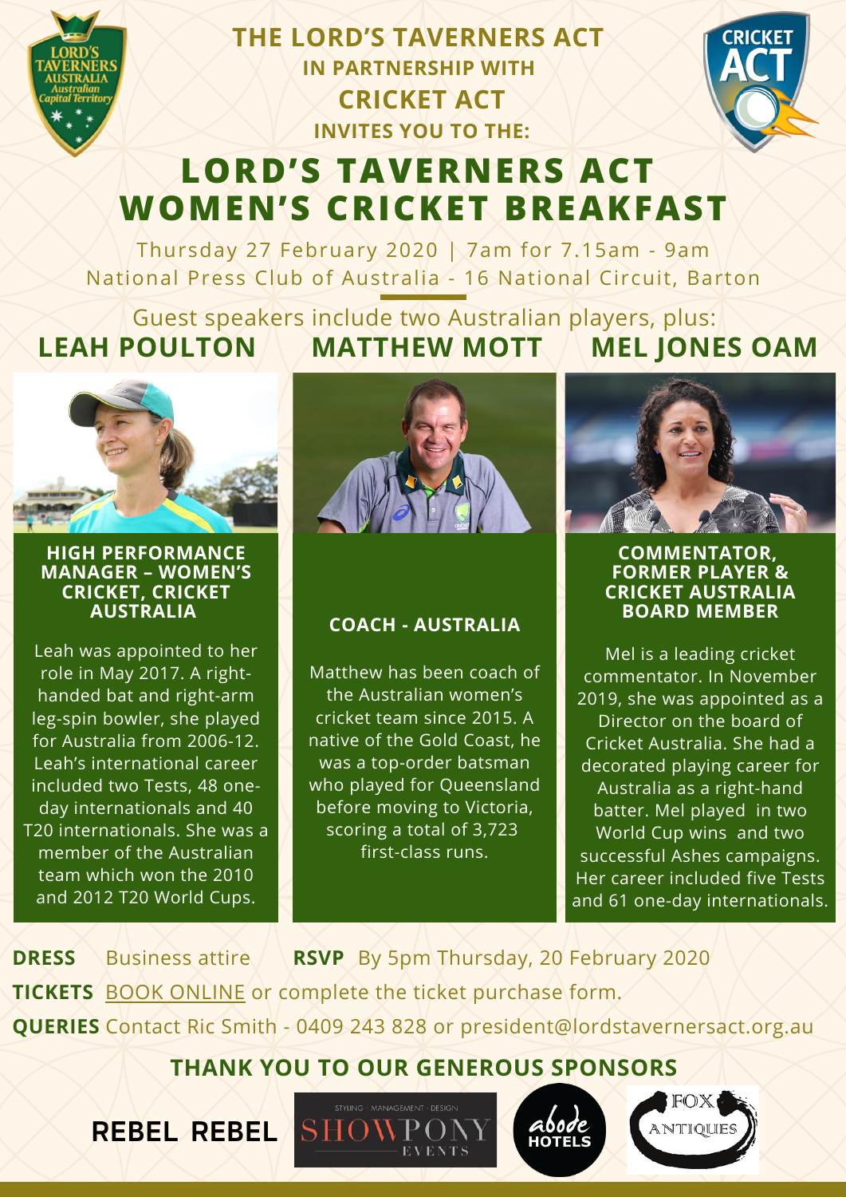THE LORD'S TAVERNERS ACT
IN PARTNERSHIP WITH
CRICKET ACT
INVITES YOU TO THE:

# LORD'S TAVERNERS ACT WOMEN'S CRICKET BREAKFAST

Thursday 27 February 2020 | 7am for 7.15am - 9am
National Press Club of Australia - 16 National Circuit, Barton

Guest speakers include two Australian players, plus:

## LEAH POULTON

**HIGH PERFORMANCE MANAGER – WOMEN'S CRICKET, CRICKET AUSTRALIA**

Leah was appointed to her role in May 2017. A right-handed bat and right-arm leg-spin bowler, she played for Australia from 2006-12. Leah's international career included two Tests, 48 one-day internationals and 40 T20 internationals. She was a member of the Australian team which won the 2010 and 2012 T20 World Cups.

## MATTHEW MOTT

**COACH - AUSTRALIA**

Matthew has been coach of the Australian women's cricket team since 2015. A native of the Gold Coast, he was a top-order batsman who played for Queensland before moving to Victoria, scoring a total of 3,723 first-class runs.

## MEL JONES OAM

**COMMENTATOR, FORMER PLAYER & CRICKET AUSTRALIA BOARD MEMBER**

Mel is a leading cricket commentator. In November 2019, she was appointed as a Director on the board of Cricket Australia. She had a decorated playing career for Australia as a right-hand batter. Mel played in two World Cup wins and two successful Ashes campaigns. Her career included five Tests and 61 one-day internationals.

**DRESS** Business attire **RSVP** By 5pm Thursday, 20 February 2020

**TICKETS** BOOK ONLINE or complete the ticket purchase form.

**QUERIES** Contact Ric Smith - 0409 243 828 or president@lordstavernersact.org.au

**THANK YOU TO OUR GENEROUS SPONSORS**

REBEL REBEL · SHOWPONY EVENTS · abode HOTELS · FOX ANTIQUES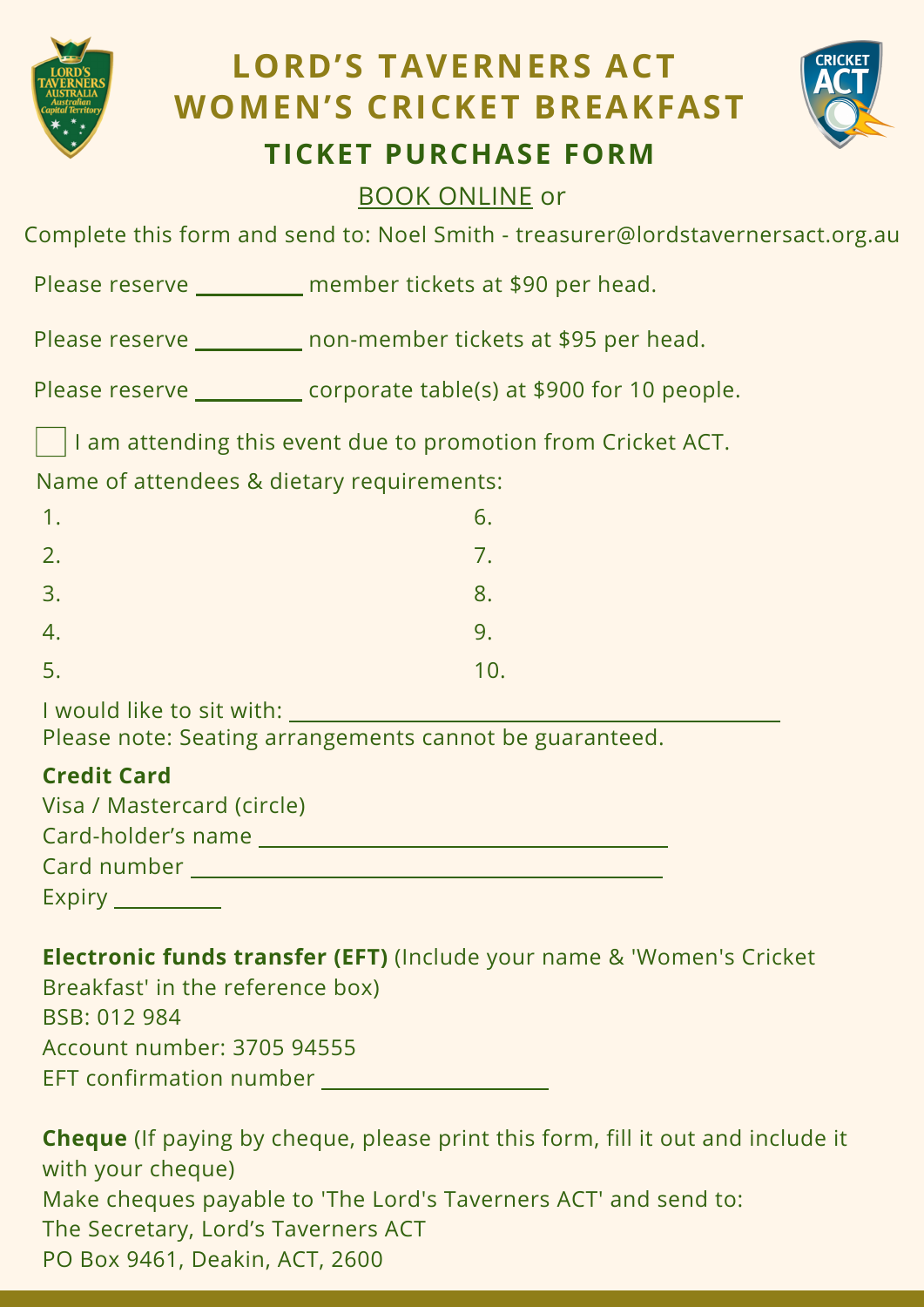# LORD'S TAVERNERS ACT WOMEN'S CRICKET BREAKFAST

## TICKET PURCHASE FORM

BOOK ONLINE or

Complete this form and send to: Noel Smith - treasurer@lordstavernersact.org.au

Please reserve __________ member tickets at $90 per head.

Please reserve __________ non-member tickets at $95 per head.

Please reserve __________ corporate table(s) at $900 for 10 people.

☐ I am attending this event due to promotion from Cricket ACT.

Name of attendees & dietary requirements:

| | |
|---|---|
| 1. | 6. |
| 2. | 7. |
| 3. | 8. |
| 4. | 9. |
| 5. | 10. |

I would like to sit with: ______________________________

Please note: Seating arrangements cannot be guaranteed.

**Credit Card**

Visa / Mastercard (circle)

Card-holder's name ______________________________

Card number ______________________________

Expiry __________

**Electronic funds transfer (EFT)** (Include your name & 'Women's Cricket Breakfast' in the reference box)

BSB: 012 984

Account number: 3705 94555

EFT confirmation number ____________________

**Cheque** (If paying by cheque, please print this form, fill it out and include it with your cheque)

Make cheques payable to 'The Lord's Taverners ACT' and send to:

The Secretary, Lord's Taverners ACT

PO Box 9461, Deakin, ACT, 2600